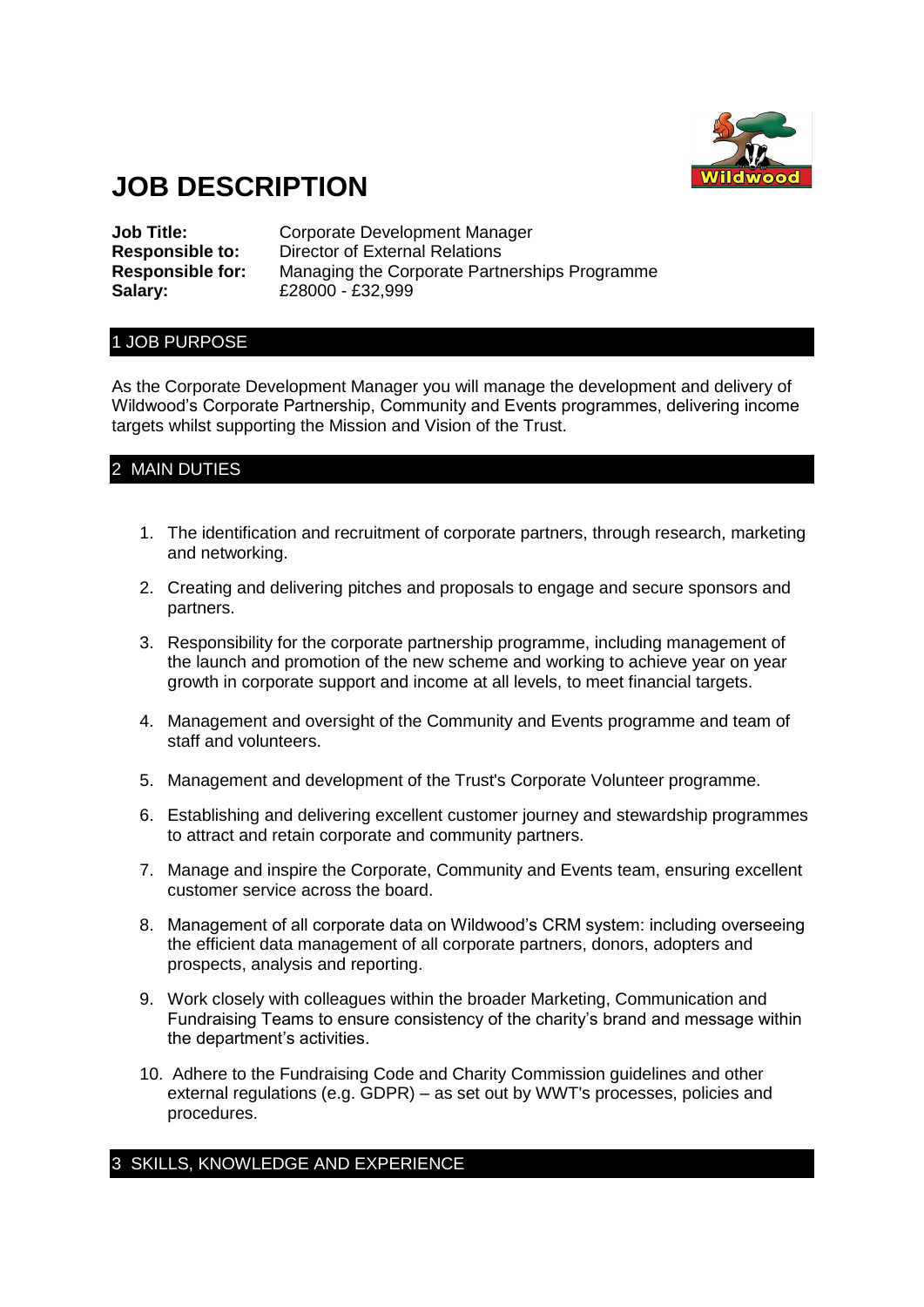# JOB DESCRIPTION

**Job Title:** Corporate Development Manager
**Responsible to:** Director of External Relations
**Responsible for:** Managing the Corporate Partnerships Programme
**Salary:** £28000 - £32,999

## 1 JOB PURPOSE

As the Corporate Development Manager you will manage the development and delivery of Wildwood's Corporate Partnership, Community and Events programmes, delivering income targets whilst supporting the Mission and Vision of the Trust.

## 2 MAIN DUTIES

1. The identification and recruitment of corporate partners, through research, marketing and networking.
2. Creating and delivering pitches and proposals to engage and secure sponsors and partners.
3. Responsibility for the corporate partnership programme, including management of the launch and promotion of the new scheme and working to achieve year on year growth in corporate support and income at all levels, to meet financial targets.
4. Management and oversight of the Community and Events programme and team of staff and volunteers.
5. Management and development of the Trust's Corporate Volunteer programme.
6. Establishing and delivering excellent customer journey and stewardship programmes to attract and retain corporate and community partners.
7. Manage and inspire the Corporate, Community and Events team, ensuring excellent customer service across the board.
8. Management of all corporate data on Wildwood's CRM system: including overseeing the efficient data management of all corporate partners, donors, adopters and prospects, analysis and reporting.
9. Work closely with colleagues within the broader Marketing, Communication and Fundraising Teams to ensure consistency of the charity's brand and message within the department's activities.
10. Adhere to the Fundraising Code and Charity Commission guidelines and other external regulations (e.g. GDPR) – as set out by WWT's processes, policies and procedures.

## 3 SKILLS, KNOWLEDGE AND EXPERIENCE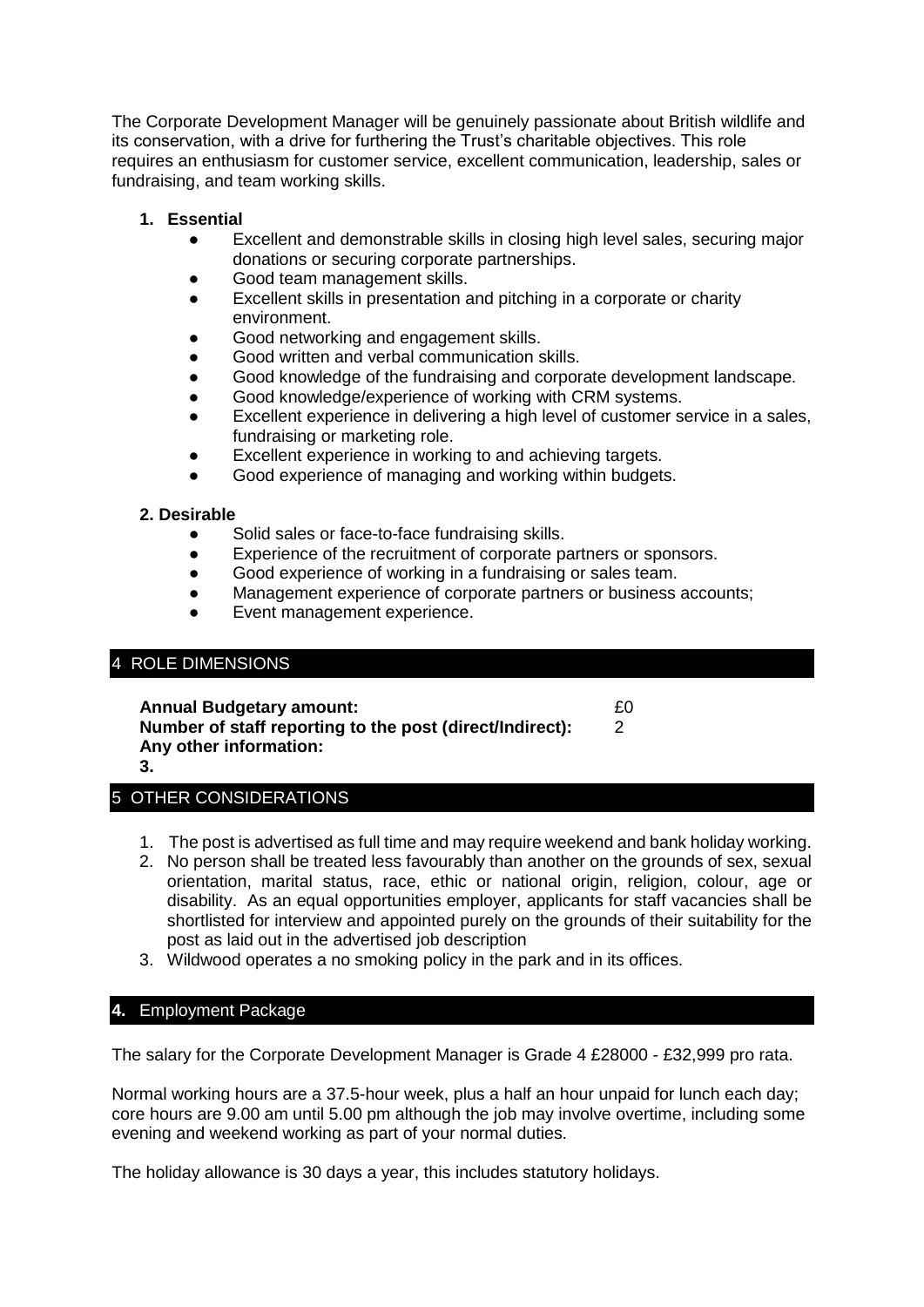The Corporate Development Manager will be genuinely passionate about British wildlife and its conservation, with a drive for furthering the Trust's charitable objectives. This role requires an enthusiasm for customer service, excellent communication, leadership, sales or fundraising, and team working skills.

1. **Essential**
   - Excellent and demonstrable skills in closing high level sales, securing major donations or securing corporate partnerships.
   - Good team management skills.
   - Excellent skills in presentation and pitching in a corporate or charity environment.
   - Good networking and engagement skills.
   - Good written and verbal communication skills.
   - Good knowledge of the fundraising and corporate development landscape.
   - Good knowledge/experience of working with CRM systems.
   - Excellent experience in delivering a high level of customer service in a sales, fundraising or marketing role.
   - Excellent experience in working to and achieving targets.
   - Good experience of managing and working within budgets.

**2. Desirable**
   - Solid sales or face-to-face fundraising skills.
   - Experience of the recruitment of corporate partners or sponsors.
   - Good experience of working in a fundraising or sales team.
   - Management experience of corporate partners or business accounts;
   - Event management experience.

## 4 ROLE DIMENSIONS

**Annual Budgetary amount:** £0
**Number of staff reporting to the post (direct/Indirect):** 2
**Any other information:**
**3.**

## 5 OTHER CONSIDERATIONS

1. The post is advertised as full time and may require weekend and bank holiday working.
2. No person shall be treated less favourably than another on the grounds of sex, sexual orientation, marital status, race, ethic or national origin, religion, colour, age or disability. As an equal opportunities employer, applicants for staff vacancies shall be shortlisted for interview and appointed purely on the grounds of their suitability for the post as laid out in the advertised job description
3. Wildwood operates a no smoking policy in the park and in its offices.

## **4.** Employment Package

The salary for the Corporate Development Manager is Grade 4 £28000 - £32,999 pro rata.

Normal working hours are a 37.5-hour week, plus a half an hour unpaid for lunch each day; core hours are 9.00 am until 5.00 pm although the job may involve overtime, including some evening and weekend working as part of your normal duties.

The holiday allowance is 30 days a year, this includes statutory holidays.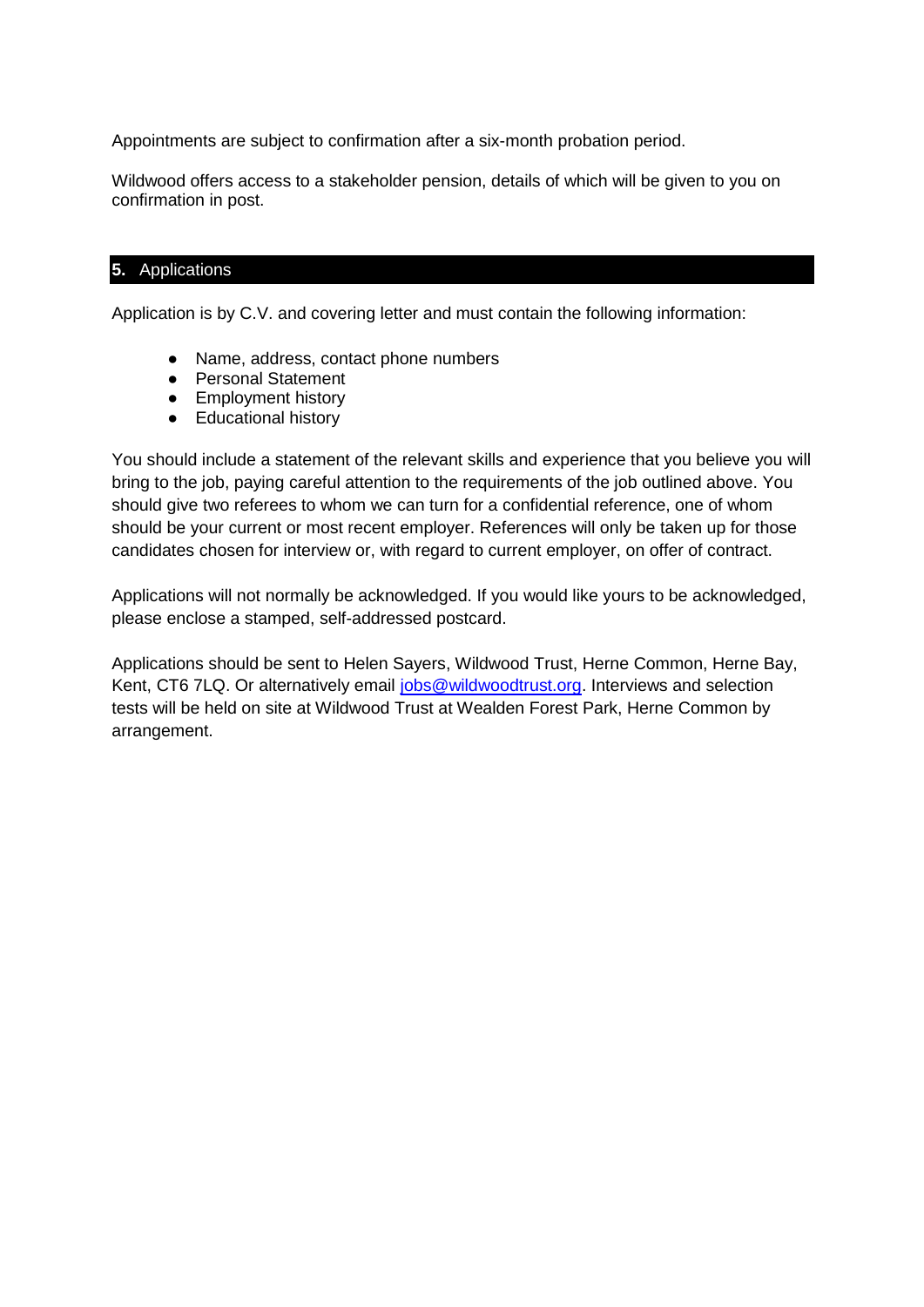Appointments are subject to confirmation after a six-month probation period.

Wildwood offers access to a stakeholder pension, details of which will be given to you on confirmation in post.

## **5.** Applications

Application is by C.V. and covering letter and must contain the following information:

- Name, address, contact phone numbers
- Personal Statement
- Employment history
- Educational history

You should include a statement of the relevant skills and experience that you believe you will bring to the job, paying careful attention to the requirements of the job outlined above. You should give two referees to whom we can turn for a confidential reference, one of whom should be your current or most recent employer. References will only be taken up for those candidates chosen for interview or, with regard to current employer, on offer of contract.

Applications will not normally be acknowledged. If you would like yours to be acknowledged, please enclose a stamped, self-addressed postcard.

Applications should be sent to Helen Sayers, Wildwood Trust, Herne Common, Herne Bay, Kent, CT6 7LQ. Or alternatively email jobs@wildwoodtrust.org. Interviews and selection tests will be held on site at Wildwood Trust at Wealden Forest Park, Herne Common by arrangement.